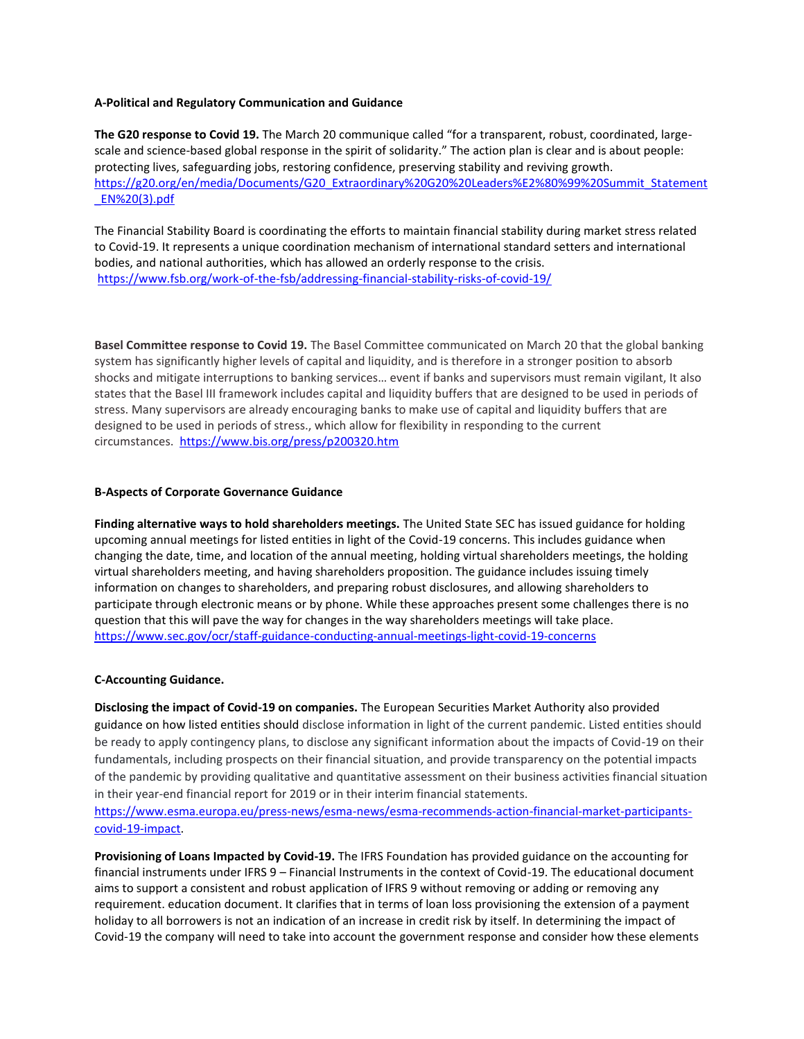**A-Political and Regulatory Communication and Guidance**

**The G20 response to Covid 19.** The March 20 communique called "for a transparent, robust, coordinated, large-scale and science-based global response in the spirit of solidarity." The action plan is clear and is about people: protecting lives, safeguarding jobs, restoring confidence, preserving stability and reviving growth. https://g20.org/en/media/Documents/G20_Extraordinary%20G20%20Leaders%E2%80%99%20Summit_Statement_EN%20(3).pdf

The Financial Stability Board is coordinating the efforts to maintain financial stability during market stress related to Covid-19. It represents a unique coordination mechanism of international standard setters and international bodies, and national authorities, which has allowed an orderly response to the crisis. https://www.fsb.org/work-of-the-fsb/addressing-financial-stability-risks-of-covid-19/

**Basel Committee response to Covid 19.** The Basel Committee communicated on March 20 that the global banking system has significantly higher levels of capital and liquidity, and is therefore in a stronger position to absorb shocks and mitigate interruptions to banking services… event if banks and supervisors must remain vigilant, It also states that the Basel III framework includes capital and liquidity buffers that are designed to be used in periods of stress. Many supervisors are already encouraging banks to make use of capital and liquidity buffers that are designed to be used in periods of stress., which allow for flexibility in responding to the current circumstances. https://www.bis.org/press/p200320.htm

**B-Aspects of Corporate Governance Guidance**

**Finding alternative ways to hold shareholders meetings.** The United State SEC has issued guidance for holding upcoming annual meetings for listed entities in light of the Covid-19 concerns. This includes guidance when changing the date, time, and location of the annual meeting, holding virtual shareholders meetings, the holding virtual shareholders meeting, and having shareholders proposition. The guidance includes issuing timely information on changes to shareholders, and preparing robust disclosures, and allowing shareholders to participate through electronic means or by phone. While these approaches present some challenges there is no question that this will pave the way for changes in the way shareholders meetings will take place. https://www.sec.gov/ocr/staff-guidance-conducting-annual-meetings-light-covid-19-concerns

**C-Accounting Guidance.**

**Disclosing the impact of Covid-19 on companies.** The European Securities Market Authority also provided guidance on how listed entities should disclose information in light of the current pandemic. Listed entities should be ready to apply contingency plans, to disclose any significant information about the impacts of Covid-19 on their fundamentals, including prospects on their financial situation, and provide transparency on the potential impacts of the pandemic by providing qualitative and quantitative assessment on their business activities financial situation in their year-end financial report for 2019 or in their interim financial statements. https://www.esma.europa.eu/press-news/esma-news/esma-recommends-action-financial-market-participants-covid-19-impact.

**Provisioning of Loans Impacted by Covid-19.** The IFRS Foundation has provided guidance on the accounting for financial instruments under IFRS 9 – Financial Instruments in the context of Covid-19. The educational document aims to support a consistent and robust application of IFRS 9 without removing or adding or removing any requirement. education document. It clarifies that in terms of loan loss provisioning the extension of a payment holiday to all borrowers is not an indication of an increase in credit risk by itself. In determining the impact of Covid-19 the company will need to take into account the government response and consider how these elements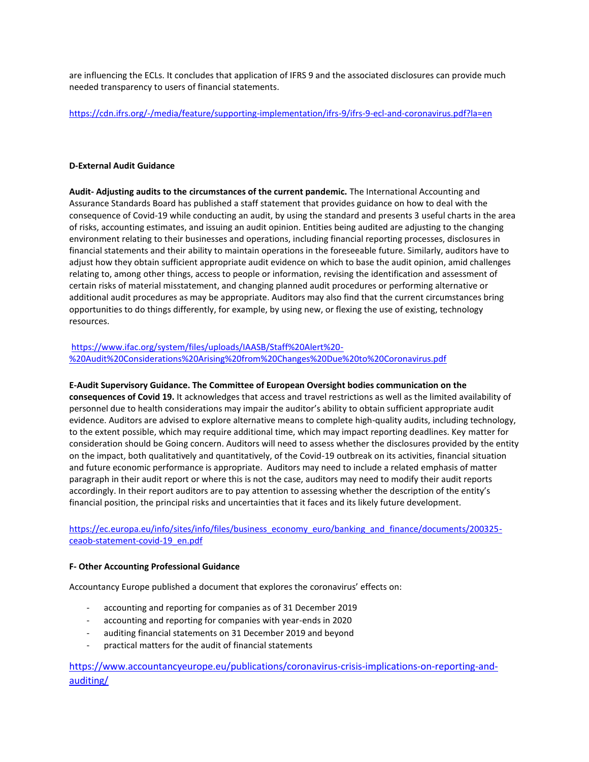are influencing the ECLs. It concludes that application of IFRS 9 and the associated disclosures can provide much needed transparency to users of financial statements.

https://cdn.ifrs.org/-/media/feature/supporting-implementation/ifrs-9/ifrs-9-ecl-and-coronavirus.pdf?la=en

**D-External Audit Guidance**

**Audit- Adjusting audits to the circumstances of the current pandemic.** The International Accounting and Assurance Standards Board has published a staff statement that provides guidance on how to deal with the consequence of Covid-19 while conducting an audit, by using the standard and presents 3 useful charts in the area of risks, accounting estimates, and issuing an audit opinion. Entities being audited are adjusting to the changing environment relating to their businesses and operations, including financial reporting processes, disclosures in financial statements and their ability to maintain operations in the foreseeable future. Similarly, auditors have to adjust how they obtain sufficient appropriate audit evidence on which to base the audit opinion, amid challenges relating to, among other things, access to people or information, revising the identification and assessment of certain risks of material misstatement, and changing planned audit procedures or performing alternative or additional audit procedures as may be appropriate. Auditors may also find that the current circumstances bring opportunities to do things differently, for example, by using new, or flexing the use of existing, technology resources.

https://www.ifac.org/system/files/uploads/IAASB/Staff%20Alert%20-%20Audit%20Considerations%20Arising%20from%20Changes%20Due%20to%20Coronavirus.pdf

**E-Audit Supervisory Guidance. The Committee of European Oversight bodies communication on the consequences of Covid 19.** It acknowledges that access and travel restrictions as well as the limited availability of personnel due to health considerations may impair the auditor's ability to obtain sufficient appropriate audit evidence. Auditors are advised to explore alternative means to complete high-quality audits, including technology, to the extent possible, which may require additional time, which may impact reporting deadlines. Key matter for consideration should be Going concern. Auditors will need to assess whether the disclosures provided by the entity on the impact, both qualitatively and quantitatively, of the Covid-19 outbreak on its activities, financial situation and future economic performance is appropriate. Auditors may need to include a related emphasis of matter paragraph in their audit report or where this is not the case, auditors may need to modify their audit reports accordingly. In their report auditors are to pay attention to assessing whether the description of the entity's financial position, the principal risks and uncertainties that it faces and its likely future development.

https://ec.europa.eu/info/sites/info/files/business_economy_euro/banking_and_finance/documents/200325-ceaob-statement-covid-19_en.pdf

**F- Other Accounting Professional Guidance**

Accountancy Europe published a document that explores the coronavirus' effects on:

- accounting and reporting for companies as of 31 December 2019
- accounting and reporting for companies with year-ends in 2020
- auditing financial statements on 31 December 2019 and beyond
- practical matters for the audit of financial statements

https://www.accountancyeurope.eu/publications/coronavirus-crisis-implications-on-reporting-and-auditing/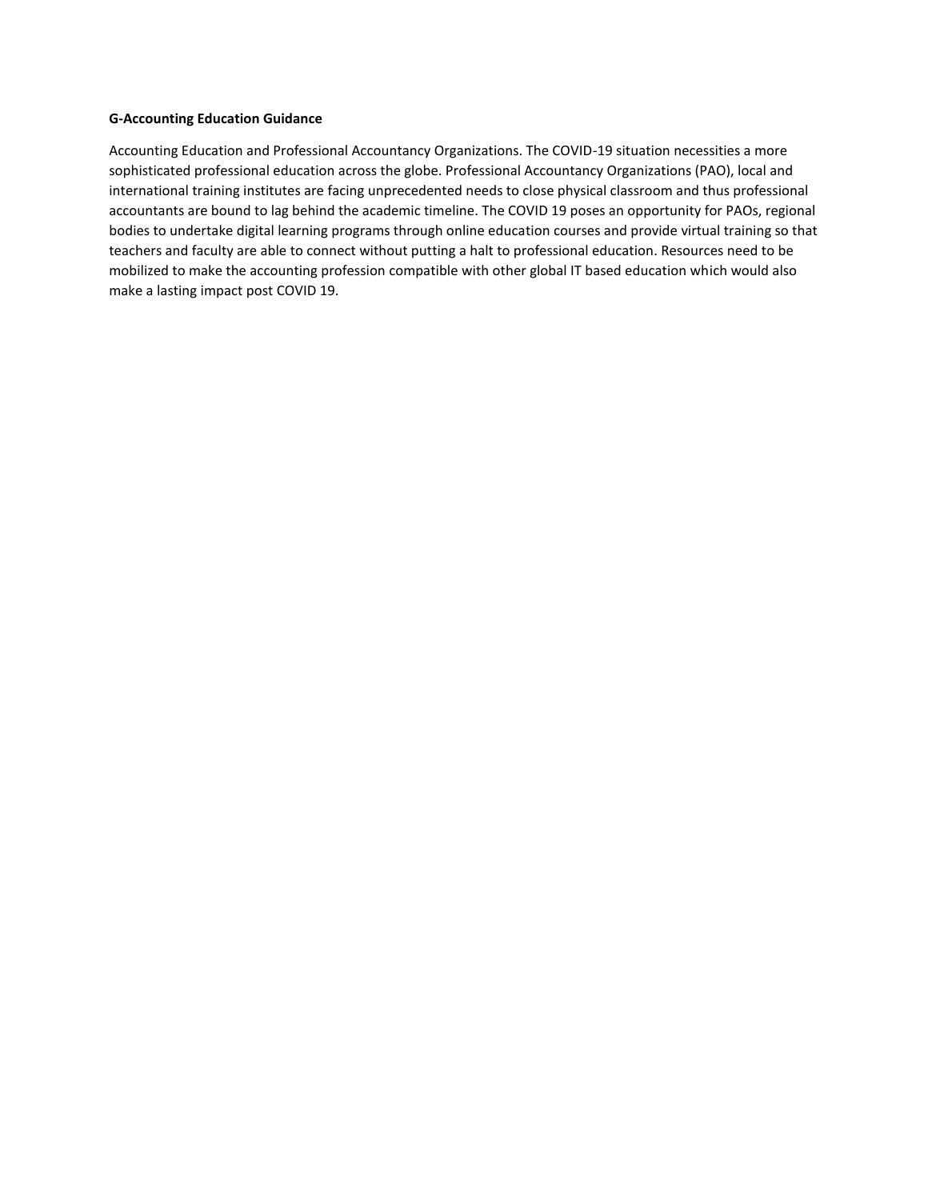**G-Accounting Education Guidance**

Accounting Education and Professional Accountancy Organizations. The COVID-19 situation necessities a more sophisticated professional education across the globe. Professional Accountancy Organizations (PAO), local and international training institutes are facing unprecedented needs to close physical classroom and thus professional accountants are bound to lag behind the academic timeline. The COVID 19 poses an opportunity for PAOs, regional bodies to undertake digital learning programs through online education courses and provide virtual training so that teachers and faculty are able to connect without putting a halt to professional education. Resources need to be mobilized to make the accounting profession compatible with other global IT based education which would also make a lasting impact post COVID 19.